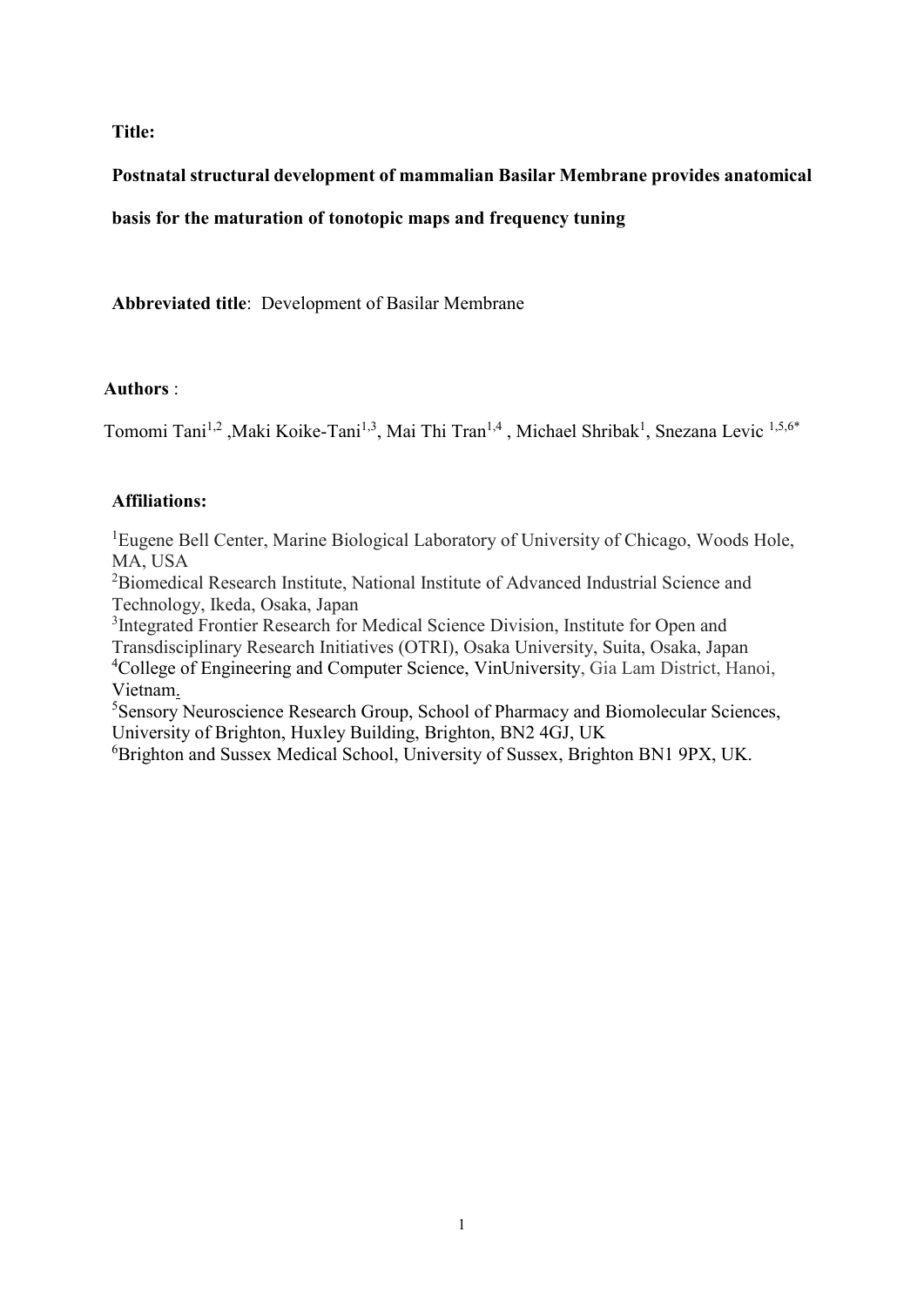**Title:**

**Postnatal structural development of mammalian Basilar Membrane provides anatomical basis for the maturation of tonotopic maps and frequency tuning**

**Abbreviated title**: Development of Basilar Membrane

**Authors** :

Tomomi Tani[1,2] ,Maki Koike-Tani[1,3], Mai Thi Tran[1,4] , Michael Shribak[1], Snezana Levic [1,5,6*]

**Affiliations:**

[1]Eugene Bell Center, Marine Biological Laboratory of University of Chicago, Woods Hole, MA, USA

[2]Biomedical Research Institute, National Institute of Advanced Industrial Science and Technology, Ikeda, Osaka, Japan

[3]Integrated Frontier Research for Medical Science Division, Institute for Open and Transdisciplinary Research Initiatives (OTRI), Osaka University, Suita, Osaka, Japan

[4]College of Engineering and Computer Science, VinUniversity, Gia Lam District, Hanoi, Vietnam.

[5]Sensory Neuroscience Research Group, School of Pharmacy and Biomolecular Sciences, University of Brighton, Huxley Building, Brighton, BN2 4GJ, UK

[6]Brighton and Sussex Medical School, University of Sussex, Brighton BN1 9PX, UK.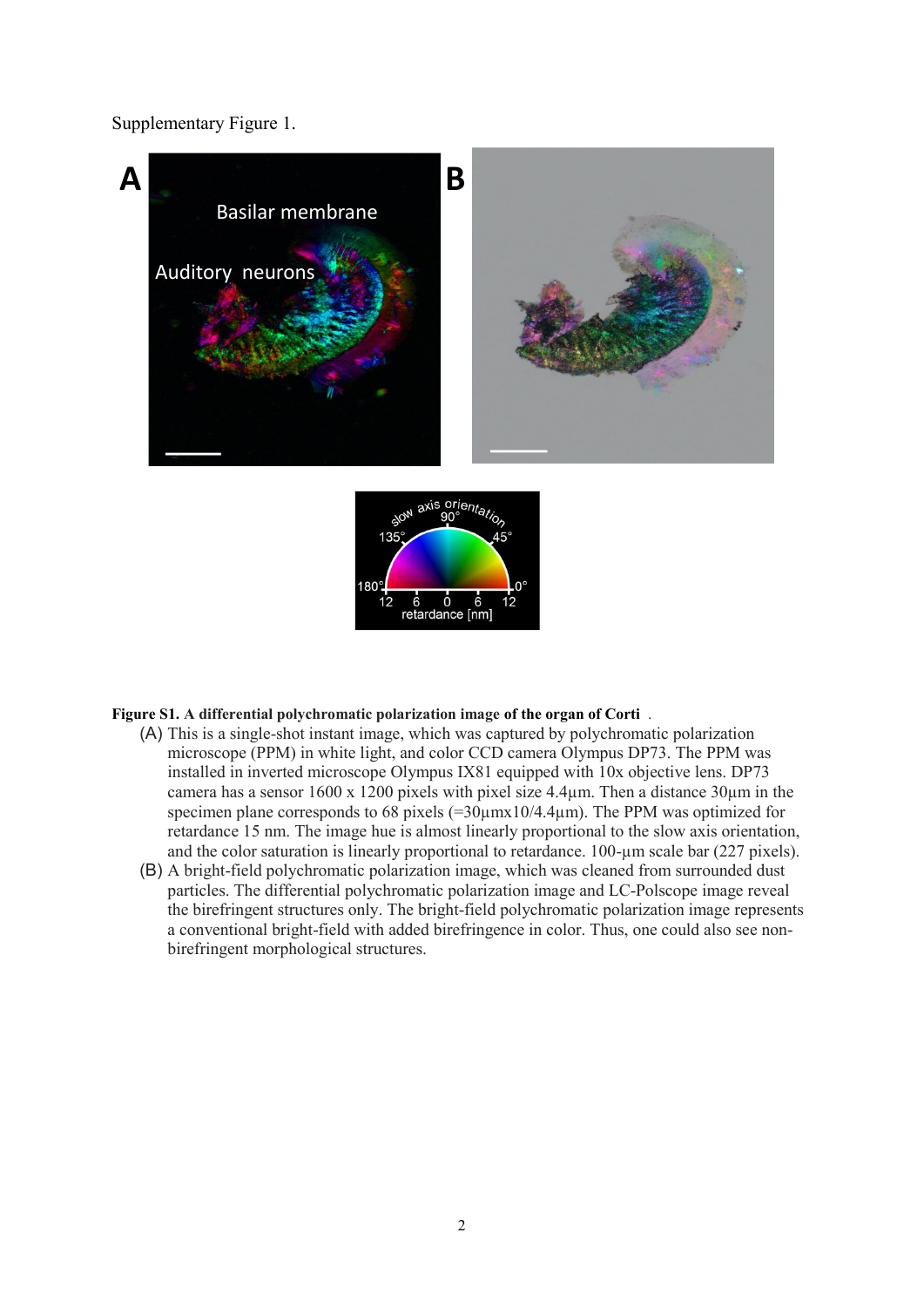Supplementary Figure 1.

**Figure S1. A differential polychromatic polarization image of the organ of Corti** .

(A) This is a single-shot instant image, which was captured by polychromatic polarization microscope (PPM) in white light, and color CCD camera Olympus DP73. The PPM was installed in inverted microscope Olympus IX81 equipped with 10x objective lens. DP73 camera has a sensor 1600 x 1200 pixels with pixel size 4.4μm. Then a distance 30μm in the specimen plane corresponds to 68 pixels (=30μmx10/4.4μm). The PPM was optimized for retardance 15 nm. The image hue is almost linearly proportional to the slow axis orientation, and the color saturation is linearly proportional to retardance. 100-μm scale bar (227 pixels).

(B) A bright-field polychromatic polarization image, which was cleaned from surround dust particles. The differential polychromatic polarization image and LC-Polscope image reveal the birefringent structures only. The bright-field polychromatic polarization image represents a conventional bright-field with added birefringence in color. Thus, one could also see non-birefringent morphological structures.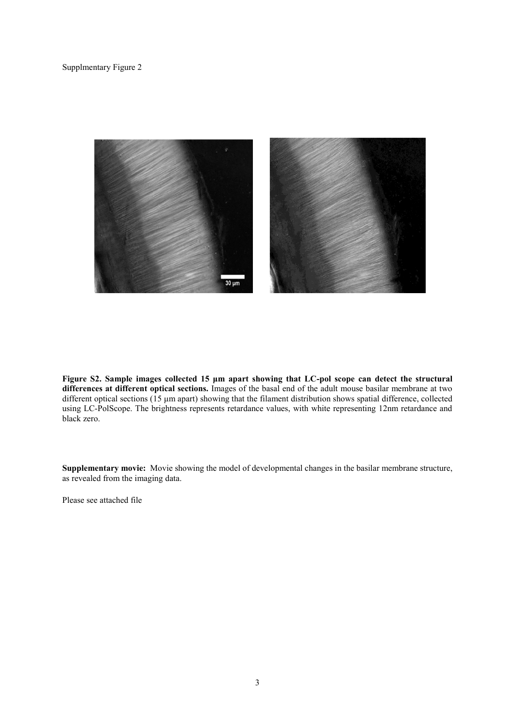Supplmentary Figure 2

30 µm

**Figure S2. Sample images collected 15 µm apart showing that LC-pol scope can detect the structural differences at different optical sections.** Images of the basal end of the adult mouse basilar membrane at two different optical sections (15 µm apart) showing that the filament distribution shows spatial difference, collected using LC-PolScope. The brightness represents retardance values, with white representing 12nm retardance and black zero.

**Supplementary movie:** Movie showing the model of developmental changes in the basilar membrane structure, as revealed from the imaging data.

Please see attached file